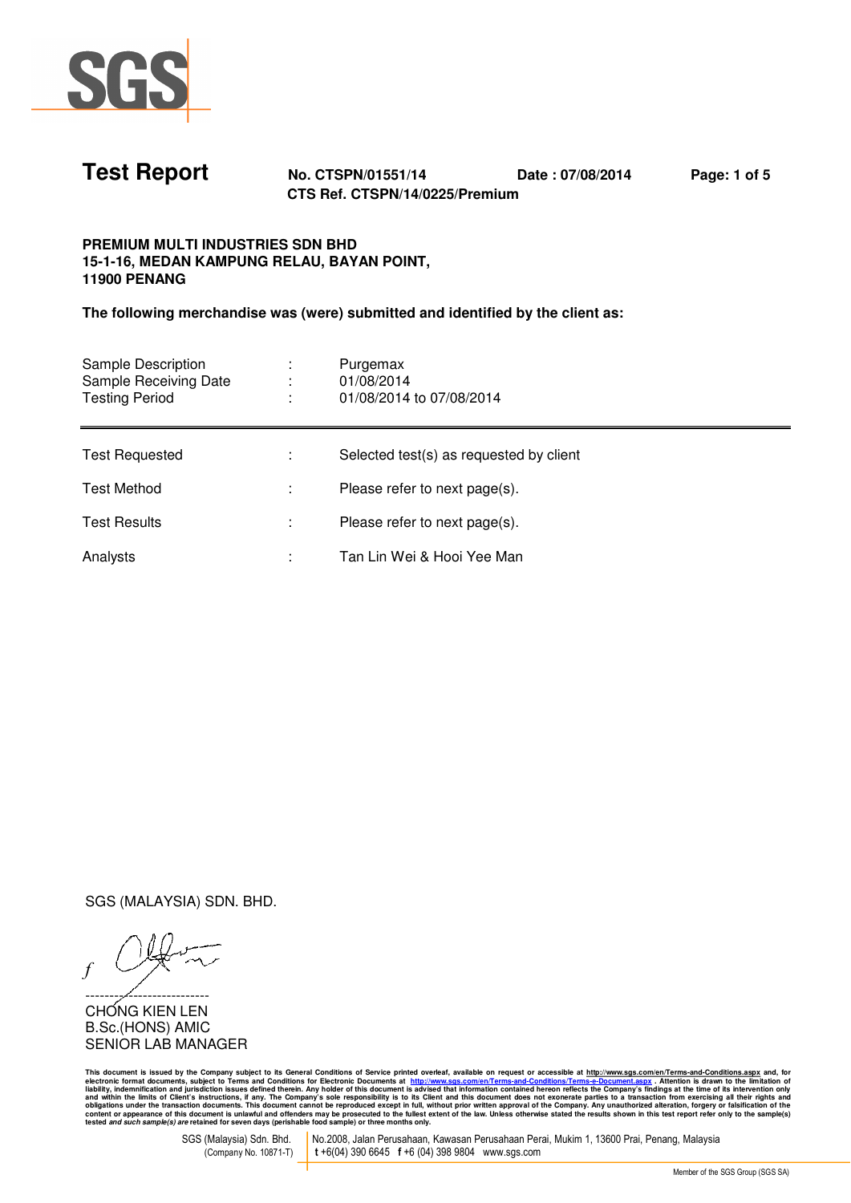# Test Report

**No. CTSPN/01551/14** **Date : 07/08/2014**

**CTS Ref. CTSPN/14/0225/Premium**

**PREMIUM MULTI INDUSTRIES SDN BHD**
**15-1-16, MEDAN KAMPUNG RELAU, BAYAN POINT,**
**11900 PENANG**

**The following merchandise was (were) submitted and identified by the client as:**

| | | |
|---|---|---|
| Sample Description | : | Purgemax |
| Sample Receiving Date | : | 01/08/2014 |
| Testing Period | : | 01/08/2014 to 07/08/2014 |

| | | |
|---|---|---|
| Test Requested | : | Selected test(s) as requested by client |
| Test Method | : | Please refer to next page(s). |
| Test Results | : | Please refer to next page(s). |
| Analysts | : | Tan Lin Wei & Hooi Yee Man |

SGS (MALAYSIA) SDN. BHD.

CHONG KIEN LEN
B.Sc.(HONS) AMIC
SENIOR LAB MANAGER

This document is issued by the Company subject to its General Conditions of Service printed overleaf, available on request or accessible at http://www.sgs.com/en/Terms-and-Conditions.aspx and, for electronic format documents, subject to Terms and Conditions for Electronic Documents at http://www.sgs.com/en/Terms-and-Conditions/Terms-e-Document.aspx . Attention is drawn to the limitation of liability, indemnification and jurisdiction issues defined therein. Any holder of this document is advised that information contained hereon reflects the Company's findings at the time of its intervention only and within the limits of Client's instructions, if any. The Company's sole responsibility is to its Client and this document does not exonerate parties to a transaction from exercising all their rights and obligations under the transaction documents. This document cannot be reproduced except in full, without prior written approval of the Company. Any unauthorized alteration, forgery or falsification of the content or appearance of this document is unlawful and offenders may be prosecuted to the fullest extent of the law. Unless otherwise stated the results shown in this test report refer only to the sample(s) tested *and such sample(s) are* retained for seven days (perishable food sample) or three months only.

SGS (Malaysia) Sdn. Bhd. (Company No. 10871-T) | No.2008, Jalan Perusahaan, Kawasan Perusahaan Perai, Mukim 1, 13600 Prai, Penang, Malaysia | t +6(04) 390 6645 f +6 (04) 398 9804 www.sgs.com

Member of the SGS Group (SGS SA)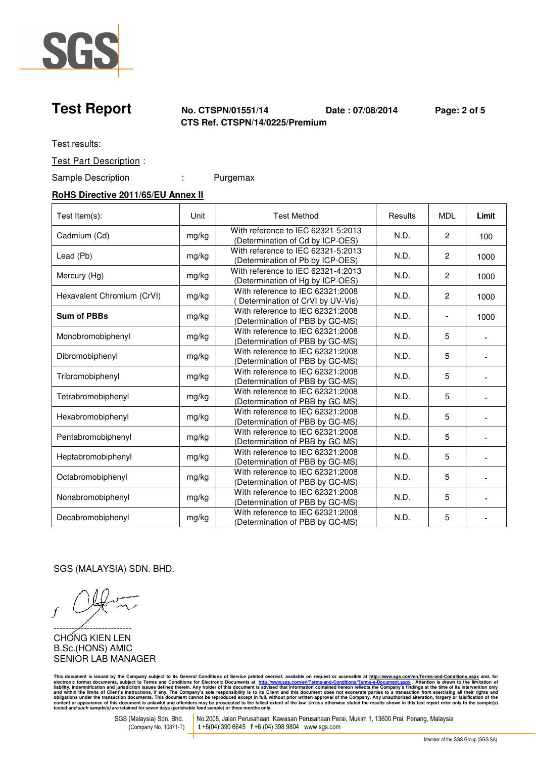# Test Report

**No. CTSPN/01551/14** **Date : 07/08/2014**
**CTS Ref. CTSPN/14/0225/Premium**

Test results:

Test Part Description :

Sample Description : Purgemax

**RoHS Directive 2011/65/EU Annex II**

| Test Item(s): | Unit | Test Method | Results | MDL | **Limit** |
|---|---|---|---|---|---|
| Cadmium (Cd) | mg/kg | With reference to IEC 62321-5:2013 (Determination of Cd by ICP-OES) | N.D. | 2 | 100 |
| Lead (Pb) | mg/kg | With reference to IEC 62321-5:2013 (Determination of Pb by ICP-OES) | N.D. | 2 | 1000 |
| Mercury (Hg) | mg/kg | With reference to IEC 62321-4:2013 (Determination of Hg by ICP-OES) | N.D. | 2 | 1000 |
| Hexavalent Chromium (CrVI) | mg/kg | With reference to IEC 62321:2008 ( Determination of CrVI by UV-Vis) | N.D. | 2 | 1000 |
| **Sum of PBBs** | mg/kg | With reference to IEC 62321:2008 (Determination of PBB by GC-MS) | N.D. | - | 1000 |
| Monobromobiphenyl | mg/kg | With reference to IEC 62321:2008 (Determination of PBB by GC-MS) | N.D. | 5 | - |
| Dibromobiphenyl | mg/kg | With reference to IEC 62321:2008 (Determination of PBB by GC-MS) | N.D. | 5 | - |
| Tribromobiphenyl | mg/kg | With reference to IEC 62321:2008 (Determination of PBB by GC-MS) | N.D. | 5 | - |
| Tetrabromobiphenyl | mg/kg | With reference to IEC 62321:2008 (Determination of PBB by GC-MS) | N.D. | 5 | - |
| Hexabromobiphenyl | mg/kg | With reference to IEC 62321:2008 (Determination of PBB by GC-MS) | N.D. | 5 | - |
| Pentabromobiphenyl | mg/kg | With reference to IEC 62321:2008 (Determination of PBB by GC-MS) | N.D. | 5 | - |
| Heptabromobiphenyl | mg/kg | With reference to IEC 62321:2008 (Determination of PBB by GC-MS) | N.D. | 5 | - |
| Octabromobiphenyl | mg/kg | With reference to IEC 62321:2008 (Determination of PBB by GC-MS) | N.D. | 5 | - |
| Nonabromobiphenyl | mg/kg | With reference to IEC 62321:2008 (Determination of PBB by GC-MS) | N.D. | 5 | - |
| Decabromobiphenyl | mg/kg | With reference to IEC 62321:2008 (Determination of PBB by GC-MS) | N.D. | 5 | - |

SGS (MALAYSIA) SDN. BHD.

CHONG KIEN LEN
B.Sc.(HONS) AMIC
SENIOR LAB MANAGER

This document is issued by the Company subject to its General Conditions of Service printed overleaf, available on request or accessible at http://www.sgs.com/en/Terms-and-Conditions.aspx and, for electronic format documents, subject to Terms and Conditions for Electronic Documents at http://www.sgs.com/en/Terms-and-Conditions/Terms-e-Document.aspx . Attention is drawn to the limitation of liability, indemnification and jurisdiction issues defined therein. Any holder of this document is advised that information contained hereon reflects the Company's findings at the time of its intervention only and within the limits of Client's instructions, if any. The Company's sole responsibility is to its Client and this document does not exonerate parties to a transaction from exercising all their rights and obligations under the transaction documents. This document cannot be reproduced except in full, without prior written approval of the Company. Any unauthorized alteration, forgery or falsification of the content or appearance of this document is unlawful and offenders may be prosecuted to the fullest extent of the law. Unless otherwise stated the results shown in this test report refer only to the sample(s) tested *and such sample(s) are* retained for seven days (perishable food sample) or three months only.

SGS (Malaysia) Sdn. Bhd. (Company No. 10871-T) | No.2008, Jalan Perusahaan, Kawasan Perusahaan Perai, Mukim 1, 13600 Prai, Penang, Malaysia t +6(04) 390 6645 f +6 (04) 398 9804 www.sgs.com

Member of the SGS Group (SGS SA)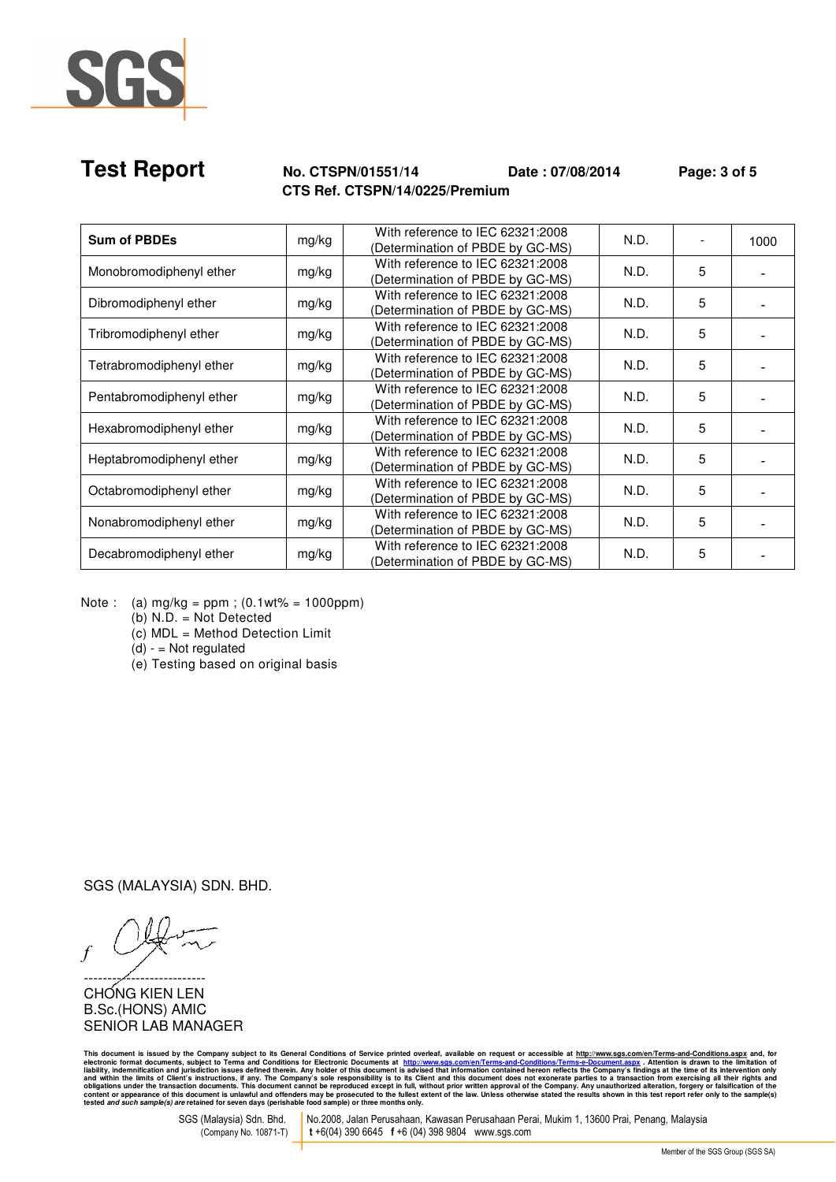# Test Report

**No. CTSPN/01551/14** **Date : 07/08/2014**
**CTS Ref. CTSPN/14/0225/Premium**

| | | | | | |
|---|---|---|---|---|---|
| **Sum of PBDEs** | mg/kg | With reference to IEC 62321:2008 (Determination of PBDE by GC-MS) | N.D. | - | 1000 |
| Monobromodiphenyl ether | mg/kg | With reference to IEC 62321:2008 (Determination of PBDE by GC-MS) | N.D. | 5 | - |
| Dibromodiphenyl ether | mg/kg | With reference to IEC 62321:2008 (Determination of PBDE by GC-MS) | N.D. | 5 | - |
| Tribromodiphenyl ether | mg/kg | With reference to IEC 62321:2008 (Determination of PBDE by GC-MS) | N.D. | 5 | - |
| Tetrabromodiphenyl ether | mg/kg | With reference to IEC 62321:2008 (Determination of PBDE by GC-MS) | N.D. | 5 | - |
| Pentabromodiphenyl ether | mg/kg | With reference to IEC 62321:2008 (Determination of PBDE by GC-MS) | N.D. | 5 | - |
| Hexabromodiphenyl ether | mg/kg | With reference to IEC 62321:2008 (Determination of PBDE by GC-MS) | N.D. | 5 | - |
| Heptabromodiphenyl ether | mg/kg | With reference to IEC 62321:2008 (Determination of PBDE by GC-MS) | N.D. | 5 | - |
| Octabromodiphenyl ether | mg/kg | With reference to IEC 62321:2008 (Determination of PBDE by GC-MS) | N.D. | 5 | - |
| Nonabromodiphenyl ether | mg/kg | With reference to IEC 62321:2008 (Determination of PBDE by GC-MS) | N.D. | 5 | - |
| Decabromodiphenyl ether | mg/kg | With reference to IEC 62321:2008 (Determination of PBDE by GC-MS) | N.D. | 5 | - |

Note :
(a) mg/kg = ppm ; (0.1wt% = 1000ppm)
(b) N.D. = Not Detected
(c) MDL = Method Detection Limit
(d) - = Not regulated
(e) Testing based on original basis

SGS (MALAYSIA) SDN. BHD.

CHONG KIEN LEN
B.Sc.(HONS) AMIC
SENIOR LAB MANAGER

This document is issued by the Company subject to its General Conditions of Service printed overleaf, available on request or accessible at http://www.sgs.com/en/Terms-and-Conditions.aspx and, for electronic format documents, subject to Terms and Conditions for Electronic Documents at http://www.sgs.com/en/Terms-and-Conditions/Terms-e-Document.aspx . Attention is drawn to the limitation of liability, indemnification and jurisdiction issues defined therein. Any holder of this document is advised that information contained hereon reflects the Company's findings at the time of its intervention only and within the limits of Client's instructions, if any. The Company's sole responsibility is to its Client and this document does not exonerate parties to a transaction from exercising all their rights and obligations under the transaction documents. This document cannot be reproduced except in full, without prior written approval of the Company. Any unauthorized alteration, forgery or falsification of the content or appearance of this document is unlawful and offenders may be prosecuted to the fullest extent of the law. Unless otherwise stated the results shown in this test report refer only to the sample(s) tested *and such sample(s) are* retained for seven days (perishable food sample) or three months only.

SGS (Malaysia) Sdn. Bhd. (Company No. 10871-T) | No.2008, Jalan Perusahaan, Kawasan Perusahaan Perai, Mukim 1, 13600 Prai, Penang, Malaysia t +6(04) 390 6645 f +6 (04) 398 9804 www.sgs.com

Member of the SGS Group (SGS SA)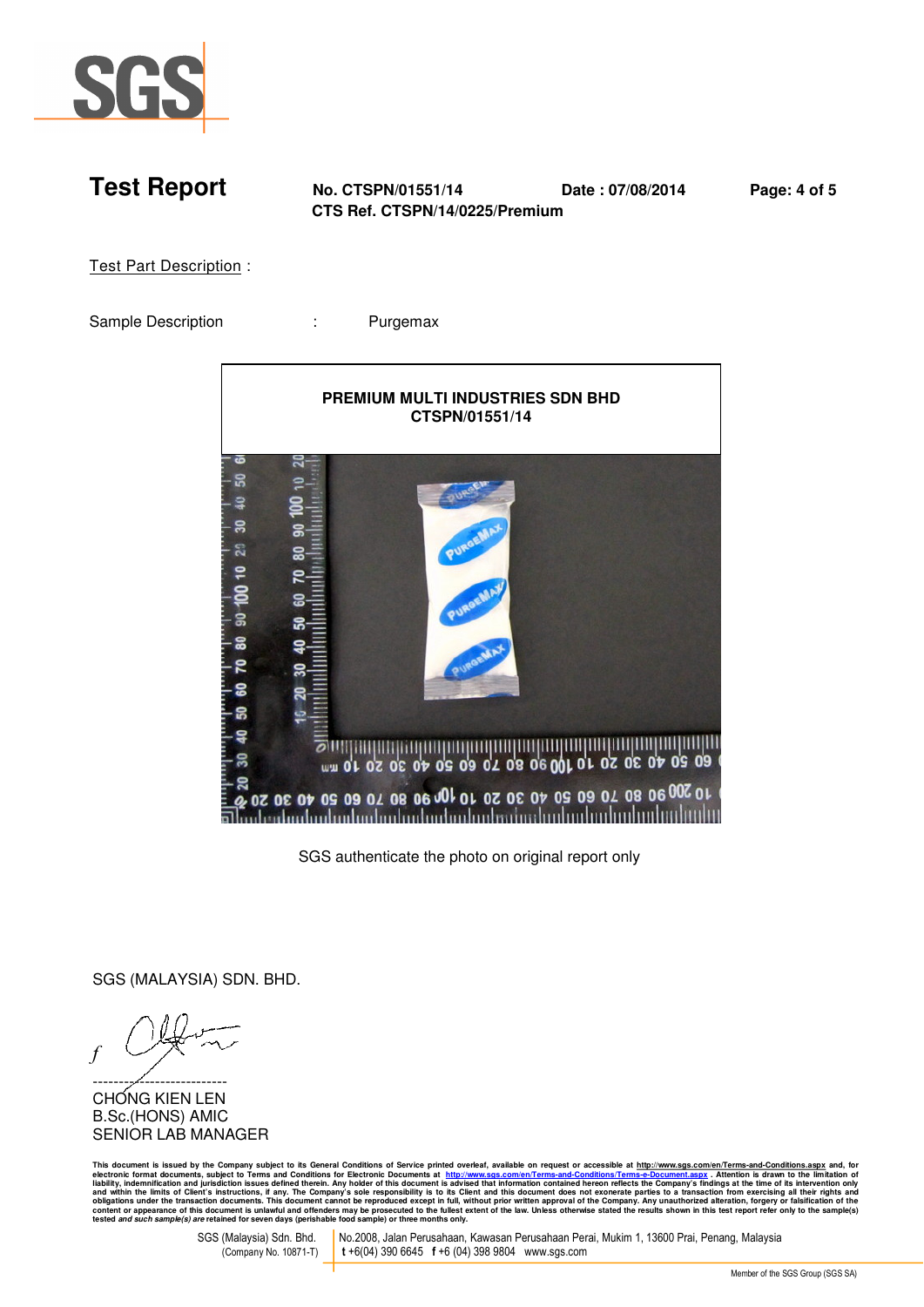# Test Report

**No. CTSPN/01551/14** **Date : 07/08/2014**

**CTS Ref. CTSPN/14/0225/Premium**

Test Part Description :

Sample Description : Purgemax

**PREMIUM MULTI INDUSTRIES SDN BHD**
**CTSPN/01551/14**

SGS authenticate the photo on original report only

SGS (MALAYSIA) SDN. BHD.

CHONG KIEN LEN
B.Sc.(HONS) AMIC
SENIOR LAB MANAGER

This document is issued by the Company subject to its General Conditions of Service printed overleaf, available on request or accessible at http://www.sgs.com/en/Terms-and-Conditions.aspx and, for electronic format documents, subject to Terms and Conditions for Electronic Documents at http://www.sgs.com/en/Terms-and-Conditions/Terms-e-Document.aspx . Attention is drawn to the limitation of liability, indemnification and jurisdiction issues defined therein. Any holder of this document is advised that information contained hereon reflects the Company's findings at the time of its intervention only and within the limits of Client's instructions, if any. The Company's sole responsibility is to its Client and this document does not exonerate parties to a transaction from exercising all their rights and obligations under the transaction documents. This document cannot be reproduced except in full, without prior written approval of the Company. Any unauthorized alteration, forgery or falsification of the content or appearance of this document is unlawful and offenders may be prosecuted to the fullest extent of the law. Unless otherwise stated the results shown in this test report refer only to the sample(s) tested *and such sample(s) are* retained for seven days (perishable food sample) or three months only.

SGS (Malaysia) Sdn. Bhd. (Company No. 10871-T) | No.2008, Jalan Perusahaan, Kawasan Perusahaan Perai, Mukim 1, 13600 Prai, Penang, Malaysia t +6(04) 390 6645 f +6 (04) 398 9804 www.sgs.com

Member of the SGS Group (SGS SA)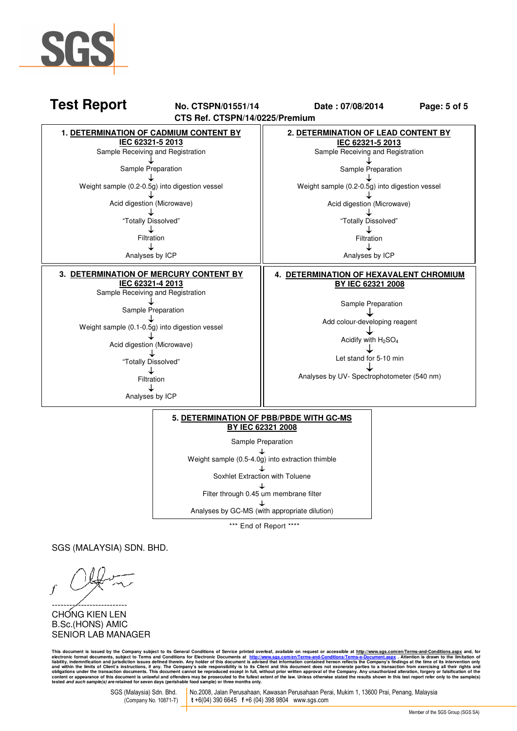# Test Report

**No. CTSPN/01551/14** **Date : 07/08/2014**
**CTS Ref. CTSPN/14/0225/Premium**

## 1. DETERMINATION OF CADMIUM CONTENT BY IEC 62321-5 2013

Sample Receiving and Registration
↓
Sample Preparation
↓
Weight sample (0.2-0.5g) into digestion vessel
↓
Acid digestion (Microwave)
↓
"Totally Dissolved"
↓
Filtration
↓
Analyses by ICP

## 2. DETERMINATION OF LEAD CONTENT BY IEC 62321-5 2013

Sample Receiving and Registration
↓
Sample Preparation
↓
Weight sample (0.2-0.5g) into digestion vessel
↓
Acid digestion (Microwave)
↓
"Totally Dissolved"
↓
Filtration
↓
Analyses by ICP

## 3. DETERMINATION OF MERCURY CONTENT BY IEC 62321-4 2013

Sample Receiving and Registration
↓
Sample Preparation
↓
Weight sample (0.1-0.5g) into digestion vessel
↓
Acid digestion (Microwave)
↓
"Totally Dissolved"
↓
Filtration
↓
Analyses by ICP

## 4. DETERMINATION OF HEXAVALENT CHROMIUM BY IEC 62321 2008

Sample Preparation
↓
Add colour-developing reagent
↓
Acidify with $H_2SO_4$
↓
Let stand for 5-10 min
↓
Analyses by UV- Spectrophotometer (540 nm)

## 5. DETERMINATION OF PBB/PBDE WITH GC-MS BY IEC 62321 2008

Sample Preparation
↓
Weight sample (0.5-4.0g) into extraction thimble
↓
Soxhlet Extraction with Toluene
↓
Filter through 0.45 um membrane filter
↓
Analyses by GC-MS (with appropriate dilution)

*** End of Report ****

SGS (MALAYSIA) SDN. BHD.

---------------------------
CHONG KIEN LEN
B.Sc.(HONS) AMIC
SENIOR LAB MANAGER

This document is issued by the Company subject to its General Conditions of Service printed overleaf, available on request or accessible at http://www.sgs.com/en/Terms-and-Conditions.aspx and, for electronic format documents, subject to Terms and Conditions for Electronic Documents at http://www.sgs.com/en/Terms-and-Conditions/Terms-e-Document.aspx . Attention is drawn to the limitation of liability, indemnification and jurisdiction issues defined therein. Any holder of this document is advised that information contained hereon reflects the Company's findings at the time of its intervention only and within the limits of Client's instructions, if any. The Company's sole responsibility is to its Client and this document does not exonerate parties to a transaction from exercising all their rights and obligations under the transaction documents. This document cannot be reproduced except in full, without prior written approval of the Company. Any unauthorized alteration, forgery or falsification of the content or appearance of this document is unlawful and offenders may be prosecuted to the fullest extent of the law. Unless otherwise stated the results shown in this test report refer only to the sample(s) tested *and such sample(s) are* retained for seven days (perishable food sample) or three months only.

SGS (Malaysia) Sdn. Bhd. (Company No. 10871-T) | No.2008, Jalan Perusahaan, Kawasan Perusahaan Perai, Mukim 1, 13600 Prai, Penang, Malaysia
t +6(04) 390 6645 f +6 (04) 398 9804 www.sgs.com

Member of the SGS Group (SGS SA)